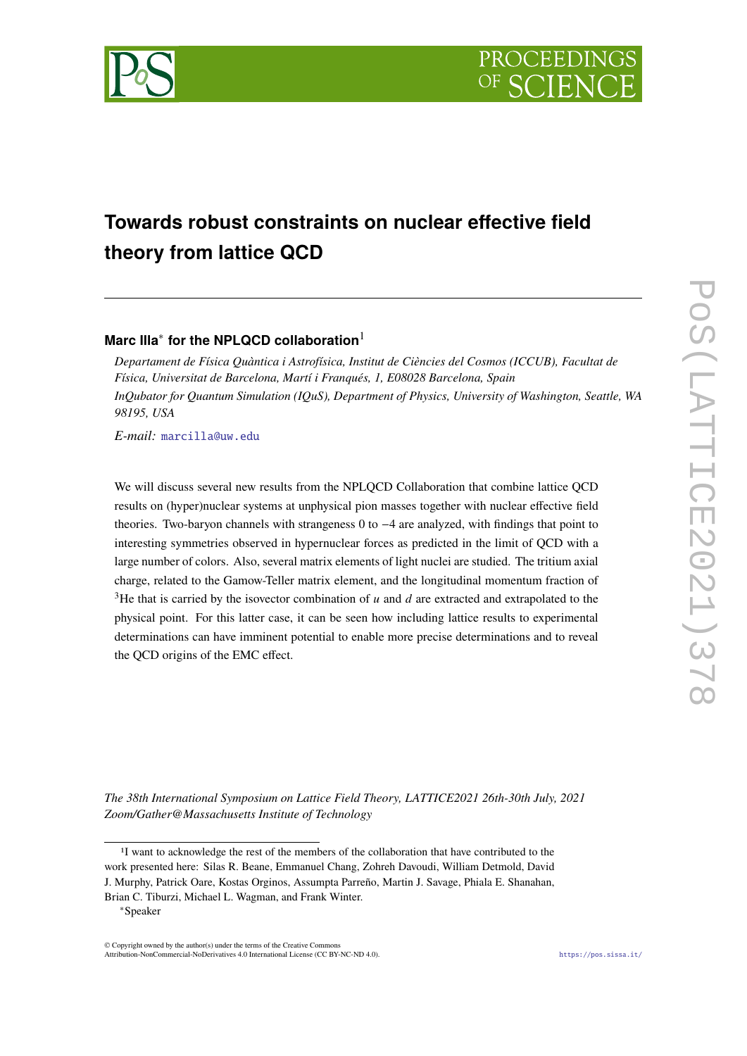# Towards robust constraints on nuclear effective field theory from lattice QCD

**Marc Illa*** **for the NPLQCD collaboration**[1]

*Departament de Física Quàntica i Astrofísica, Institut de Ciències del Cosmos (ICCUB), Facultat de Física, Universitat de Barcelona, Martí i Franqués, 1, E08028 Barcelona, Spain*
*InQubator for Quantum Simulation (IQuS), Department of Physics, University of Washington, Seattle, WA 98195, USA*

*E-mail:* marcilla@uw.edu

We will discuss several new results from the NPLQCD Collaboration that combine lattice QCD results on (hyper)nuclear systems at unphysical pion masses together with nuclear effective field theories. Two-baryon channels with strangeness 0 to $-4$ are analyzed, with findings that point to interesting symmetries observed in hypernuclear forces as predicted in the limit of QCD with a large number of colors. Also, several matrix elements of light nuclei are studied. The tritium axial charge, related to the Gamow-Teller matrix element, and the longitudinal momentum fraction of $^3$He that is carried by the isovector combination of $u$ and $d$ are extracted and extrapolated to the physical point. For this latter case, it can be seen how including lattice results to experimental determinations can have imminent potential to enable more precise determinations and to reveal the QCD origins of the EMC effect.

*The 38th International Symposium on Lattice Field Theory, LATTICE2021 26th-30th July, 2021*
*Zoom/Gather@Massachusetts Institute of Technology*

---

[1] I want to acknowledge the rest of the members of the collaboration that have contributed to the work presented here: Silas R. Beane, Emmanuel Chang, Zohreh Davoudi, William Detmold, David J. Murphy, Patrick Oare, Kostas Orginos, Assumpta Parreño, Martin J. Savage, Phiala E. Shanahan, Brian C. Tiburzi, Michael L. Wagman, and Frank Winter.

*Speaker

© Copyright owned by the author(s) under the terms of the Creative Commons Attribution-NonCommercial-NoDerivatives 4.0 International License (CC BY-NC-ND 4.0).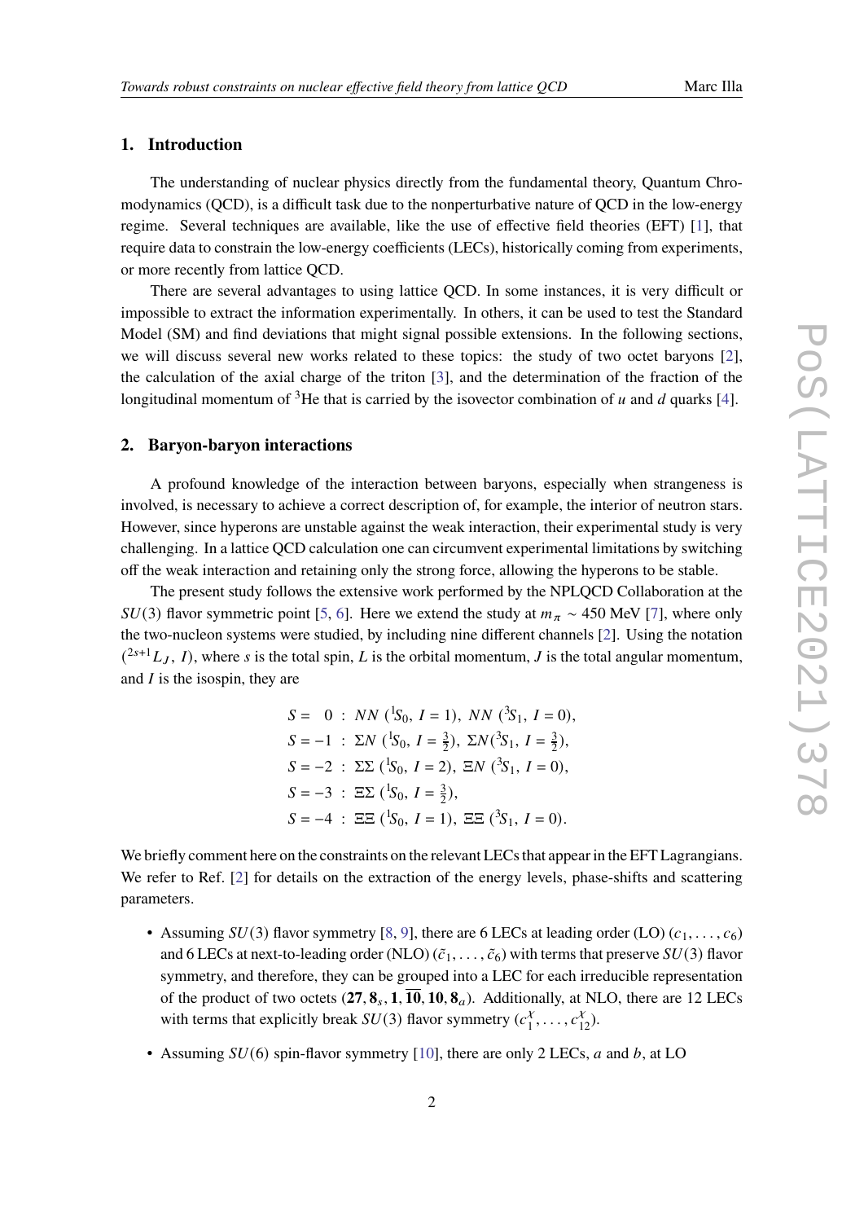## 1. Introduction

The understanding of nuclear physics directly from the fundamental theory, Quantum Chromodynamics (QCD), is a difficult task due to the nonperturbative nature of QCD in the low-energy regime. Several techniques are available, like the use of effective field theories (EFT) [1], that require data to constrain the low-energy coefficients (LECs), historically coming from experiments, or more recently from lattice QCD.

There are several advantages to using lattice QCD. In some instances, it is very difficult or impossible to extract the information experimentally. In others, it can be used to test the Standard Model (SM) and find deviations that might signal possible extensions. In the following sections, we will discuss several new works related to these topics: the study of two octet baryons [2], the calculation of the axial charge of the triton [3], and the determination of the fraction of the longitudinal momentum of $^3$He that is carried by the isovector combination of $u$ and $d$ quarks [4].

## 2. Baryon-baryon interactions

A profound knowledge of the interaction between baryons, especially when strangeness is involved, is necessary to achieve a correct description of, for example, the interior of neutron stars. However, since hyperons are unstable against the weak interaction, their experimental study is very challenging. In a lattice QCD calculation one can circumvent experimental limitations by switching off the weak interaction and retaining only the strong force, allowing the hyperons to be stable.

The present study follows the extensive work performed by the NPLQCD Collaboration at the $SU(3)$ flavor symmetric point [5, 6]. Here we extend the study at $m_\pi \sim 450$ MeV [7], where only the two-nucleon systems were studied, by including nine different channels [2]. Using the notation $({}^{2s+1}L_J,\ I)$, where $s$ is the total spin, $L$ is the orbital momentum, $J$ is the total angular momentum, and $I$ is the isospin, they are

$$
\begin{aligned}
S = \ \ 0 \ &: \ NN\ ({}^1S_0,\ I=1),\ NN\ ({}^3S_1,\ I=0),\\
S = -1 \ &: \ \Sigma N\ ({}^1S_0,\ I=\tfrac{3}{2}),\ \Sigma N({}^3S_1,\ I=\tfrac{3}{2}),\\
S = -2 \ &: \ \Sigma\Sigma\ ({}^1S_0,\ I=2),\ \Xi N\ ({}^3S_1,\ I=0),\\
S = -3 \ &: \ \Xi\Sigma\ ({}^1S_0,\ I=\tfrac{3}{2}),\\
S = -4 \ &: \ \Xi\Xi\ ({}^1S_0,\ I=1),\ \Xi\Xi\ ({}^3S_1,\ I=0).
\end{aligned}
$$

We briefly comment here on the constraints on the relevant LECs that appear in the EFT Lagrangians. We refer to Ref. [2] for details on the extraction of the energy levels, phase-shifts and scattering parameters.

- Assuming $SU(3)$ flavor symmetry [8, 9], there are 6 LECs at leading order (LO) $(c_1, \dots, c_6)$ and 6 LECs at next-to-leading order (NLO) $(\tilde{c}_1, \dots, \tilde{c}_6)$ with terms that preserve $SU(3)$ flavor symmetry, and therefore, they can be grouped into a LEC for each irreducible representation of the product of two octets $(\mathbf{27}, \mathbf{8}_s, \mathbf{1}, \overline{\mathbf{10}}, \mathbf{10}, \mathbf{8}_a)$. Additionally, at NLO, there are 12 LECs with terms that explicitly break $SU(3)$ flavor symmetry $(c_1^\chi, \dots, c_{12}^\chi)$.
- Assuming $SU(6)$ spin-flavor symmetry [10], there are only 2 LECs, $a$ and $b$, at LO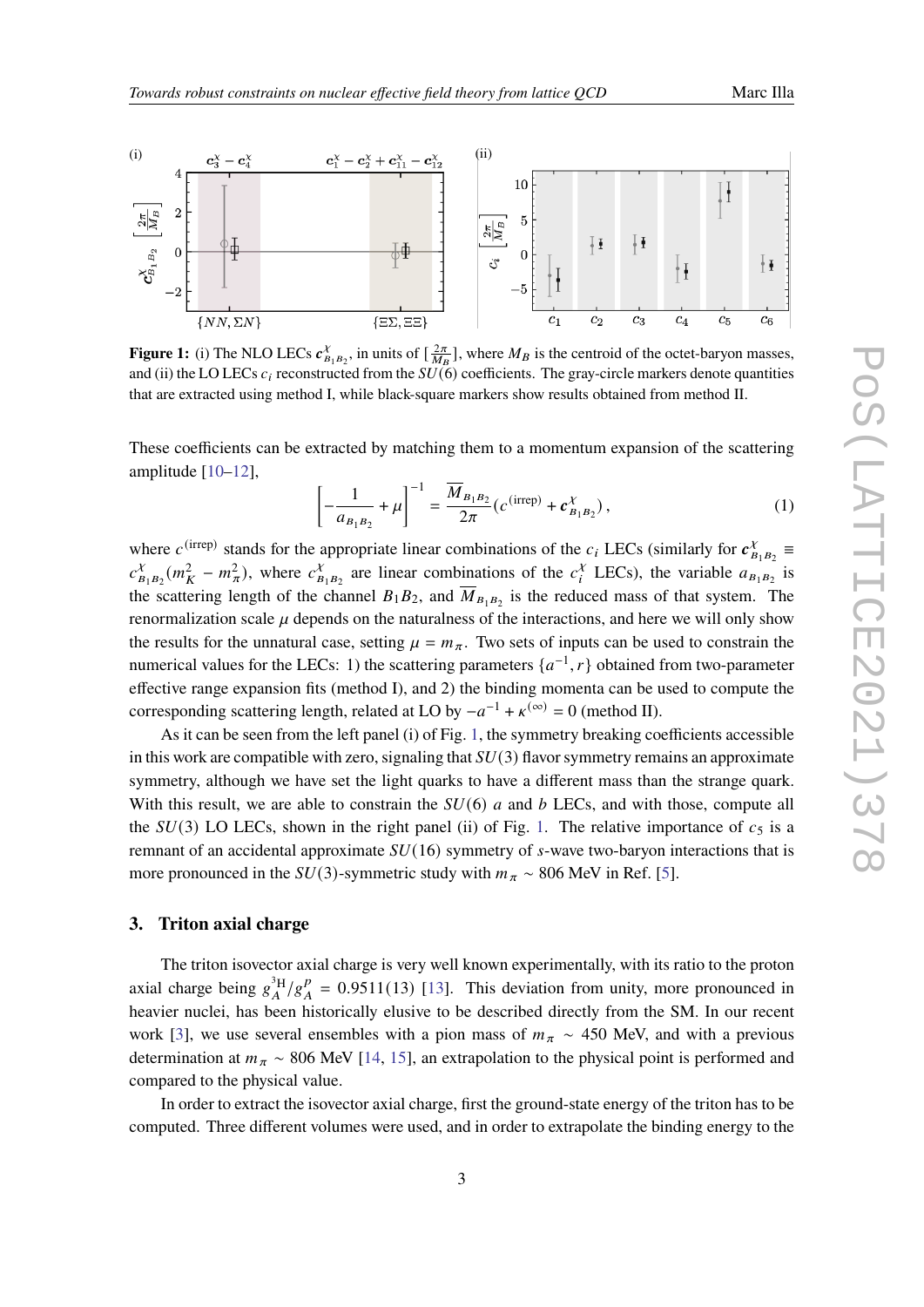**Figure 1:** (i) The NLO LECs $\boldsymbol{c}^{\chi}_{B_1B_2}$, in units of $[\frac{2\pi}{M_B}]$, where $M_B$ is the centroid of the octet-baryon masses, and (ii) the LO LECs $c_i$ reconstructed from the $SU(6)$ coefficients. The gray-circle markers denote quantities that are extracted using method I, while black-square markers show results obtained from method II.

These coefficients can be extracted by matching them to a momentum expansion of the scattering amplitude [10–12],

$$\left[-\frac{1}{a_{B_1B_2}} + \mu\right]^{-1} = \frac{\overline{M}_{B_1B_2}}{2\pi}\left(c^{(\text{irrep})} + \boldsymbol{c}^{\chi}_{B_1B_2}\right), \tag{1}$$

where $c^{(\text{irrep})}$ stands for the appropriate linear combinations of the $c_i$ LECs (similarly for $\boldsymbol{c}^{\chi}_{B_1B_2} \equiv c^{\chi}_{B_1B_2}(m_K^2 - m_\pi^2)$, where $c^{\chi}_{B_1B_2}$ are linear combinations of the $c^{\chi}_i$ LECs), the variable $a_{B_1B_2}$ is the scattering length of the channel $B_1B_2$, and $\overline{M}_{B_1B_2}$ is the reduced mass of that system. The renormalization scale $\mu$ depends on the naturalness of the interactions, and here we will only show the results for the unnatural case, setting $\mu = m_\pi$. Two sets of inputs can be used to constrain the numerical values for the LECs: 1) the scattering parameters $\{a^{-1}, r\}$ obtained from two-parameter effective range expansion fits (method I), and 2) the binding momenta can be used to compute the corresponding scattering length, related at LO by $-a^{-1} + \kappa^{(\infty)} = 0$ (method II).

As it can be seen from the left panel (i) of Fig. 1, the symmetry breaking coefficients accessible in this work are compatible with zero, signaling that $SU(3)$ flavor symmetry remains an approximate symmetry, although we have set the light quarks to have a different mass than the strange quark. With this result, we are able to constrain the $SU(6)$ $a$ and $b$ LECs, and with those, compute all the $SU(3)$ LO LECs, shown in the right panel (ii) of Fig. 1. The relative importance of $c_5$ is a remnant of an accidental approximate $SU(16)$ symmetry of $s$-wave two-baryon interactions that is more pronounced in the $SU(3)$-symmetric study with $m_\pi \sim 806$ MeV in Ref. [5].

## 3. Triton axial charge

The triton isovector axial charge is very well known experimentally, with its ratio to the proton axial charge being $g_A^{^3\text{H}}/g_A^p = 0.9511(13)$ [13]. This deviation from unity, more pronounced in heavier nuclei, has been historically elusive to be described directly from the SM. In our recent work [3], we use several ensembles with a pion mass of $m_\pi \sim 450$ MeV, and with a previous determination at $m_\pi \sim 806$ MeV [14, 15], an extrapolation to the physical point is performed and compared to the physical value.

In order to extract the isovector axial charge, first the ground-state energy of the triton has to be computed. Three different volumes were used, and in order to extrapolate the binding energy to the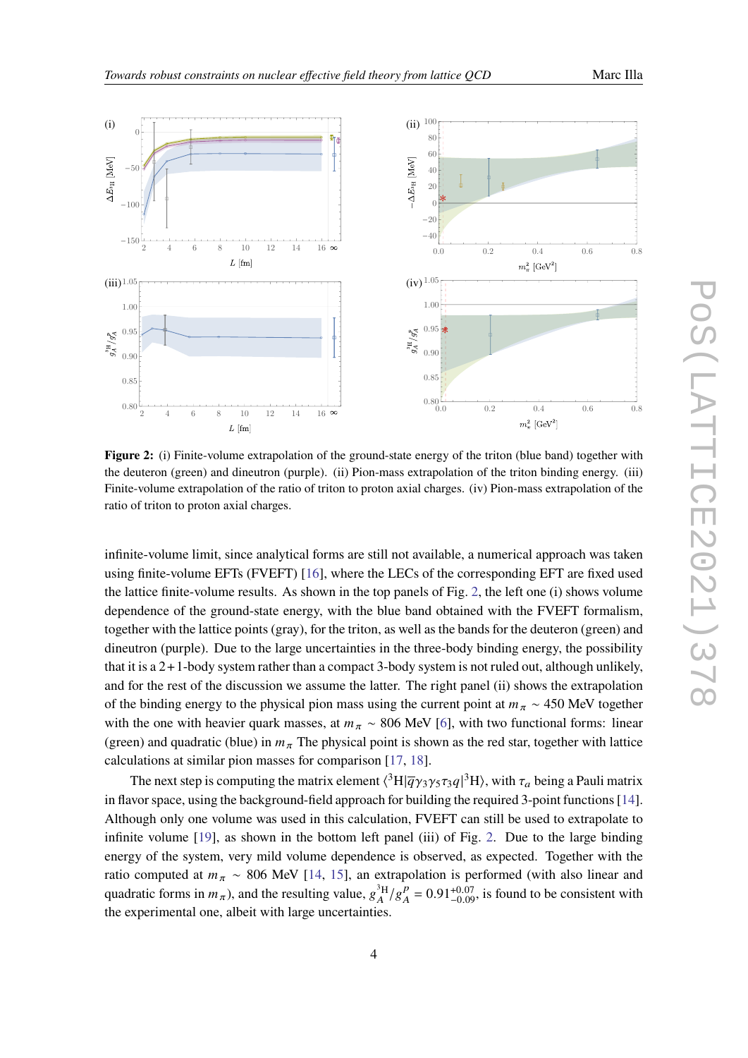**Figure 2:** (i) Finite-volume extrapolation of the ground-state energy of the triton (blue band) together with the deuteron (green) and dineutron (purple). (ii) Pion-mass extrapolation of the triton binding energy. (iii) Finite-volume extrapolation of the ratio of triton to proton axial charges. (iv) Pion-mass extrapolation of the ratio of triton to proton axial charges.

infinite-volume limit, since analytical forms are still not available, a numerical approach was taken using finite-volume EFTs (FVEFT) [16], where the LECs of the corresponding EFT are fixed used the lattice finite-volume results. As shown in the top panels of Fig. 2, the left one (i) shows volume dependence of the ground-state energy, with the blue band obtained with the FVEFT formalism, together with the lattice points (gray), for the triton, as well as the bands for the deuteron (green) and dineutron (purple). Due to the large uncertainties in the three-body binding energy, the possibility that it is a $2+1$-body system rather than a compact 3-body system is not ruled out, although unlikely, and for the rest of the discussion we assume the latter. The right panel (ii) shows the extrapolation of the binding energy to the physical pion mass using the current point at $m_\pi \sim 450$ MeV together with the one with heavier quark masses, at $m_\pi \sim 806$ MeV [6], with two functional forms: linear (green) and quadratic (blue) in $m_\pi$ The physical point is shown as the red star, together with lattice calculations at similar pion masses for comparison [17, 18].

The next step is computing the matrix element $\langle {}^3\mathrm{H}|\overline{q}\gamma_3\gamma_5\tau_3 q|{}^3\mathrm{H}\rangle$, with $\tau_a$ being a Pauli matrix in flavor space, using the background-field approach for building the required 3-point functions [14]. Although only one volume was used in this calculation, FVEFT can still be used to extrapolate to infinite volume [19], as shown in the bottom left panel (iii) of Fig. 2. Due to the large binding energy of the system, very mild volume dependence is observed, as expected. Together with the ratio computed at $m_\pi \sim 806$ MeV [14, 15], an extrapolation is performed (with also linear and quadratic forms in $m_\pi$), and the resulting value, $g_A^{^3\mathrm{H}}/g_A^p = 0.91^{+0.07}_{-0.09}$, is found to be consistent with the experimental one, albeit with large uncertainties.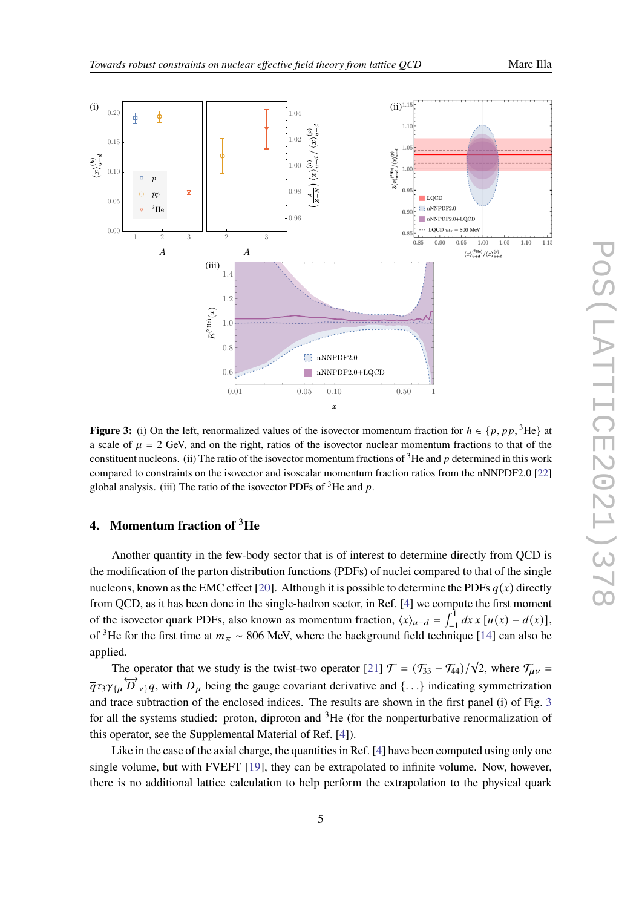**Figure 3:** (i) On the left, renormalized values of the isovector momentum fraction for $h \in \{p, pp, {}^3\text{He}\}$ at a scale of $\mu = 2$ GeV, and on the right, ratios of the isovector nuclear momentum fractions to that of the constituent nucleons. (ii) The ratio of the isovector momentum fractions of $^3$He and $p$ determined in this work compared to constraints on the isovector and isoscalar momentum fraction ratios from the nNNPDF2.0 [22] global analysis. (iii) The ratio of the isovector PDFs of $^3$He and $p$.

## 4. Momentum fraction of $^3$He

Another quantity in the few-body sector that is of interest to determine directly from QCD is the modification of the parton distribution functions (PDFs) of nuclei compared to that of the single nucleons, known as the EMC effect [20]. Although it is possible to determine the PDFs $q(x)$ directly from QCD, as it has been done in the single-hadron sector, in Ref. [4] we compute the first moment of the isovector quark PDFs, also known as momentum fraction, $\langle x \rangle_{u-d} = \int_{-1}^{1} dx\, x\, [u(x) - d(x)]$, of $^3$He for the first time at $m_\pi \sim 806$ MeV, where the background field technique [14] can also be applied.

The operator that we study is the twist-two operator [21] $\mathcal{T} = (\mathcal{T}_{33} - \mathcal{T}_{44})/\sqrt{2}$, where $\mathcal{T}_{\mu\nu} = \overline{q}\tau_3\gamma_{\{\mu} \overleftrightarrow{D}_{\nu\}} q$, with $D_\mu$ being the gauge covariant derivative and $\{\ldots\}$ indicating symmetrization and trace subtraction of the enclosed indices. The results are shown in the first panel (i) of Fig. 3 for all the systems studied: proton, diproton and $^3$He (for the nonperturbative renormalization of this operator, see the Supplemental Material of Ref. [4]).

Like in the case of the axial charge, the quantities in Ref. [4] have been computed using only one single volume, but with FVEFT [19], they can be extrapolated to infinite volume. Now, however, there is no additional lattice calculation to help perform the extrapolation to the physical quark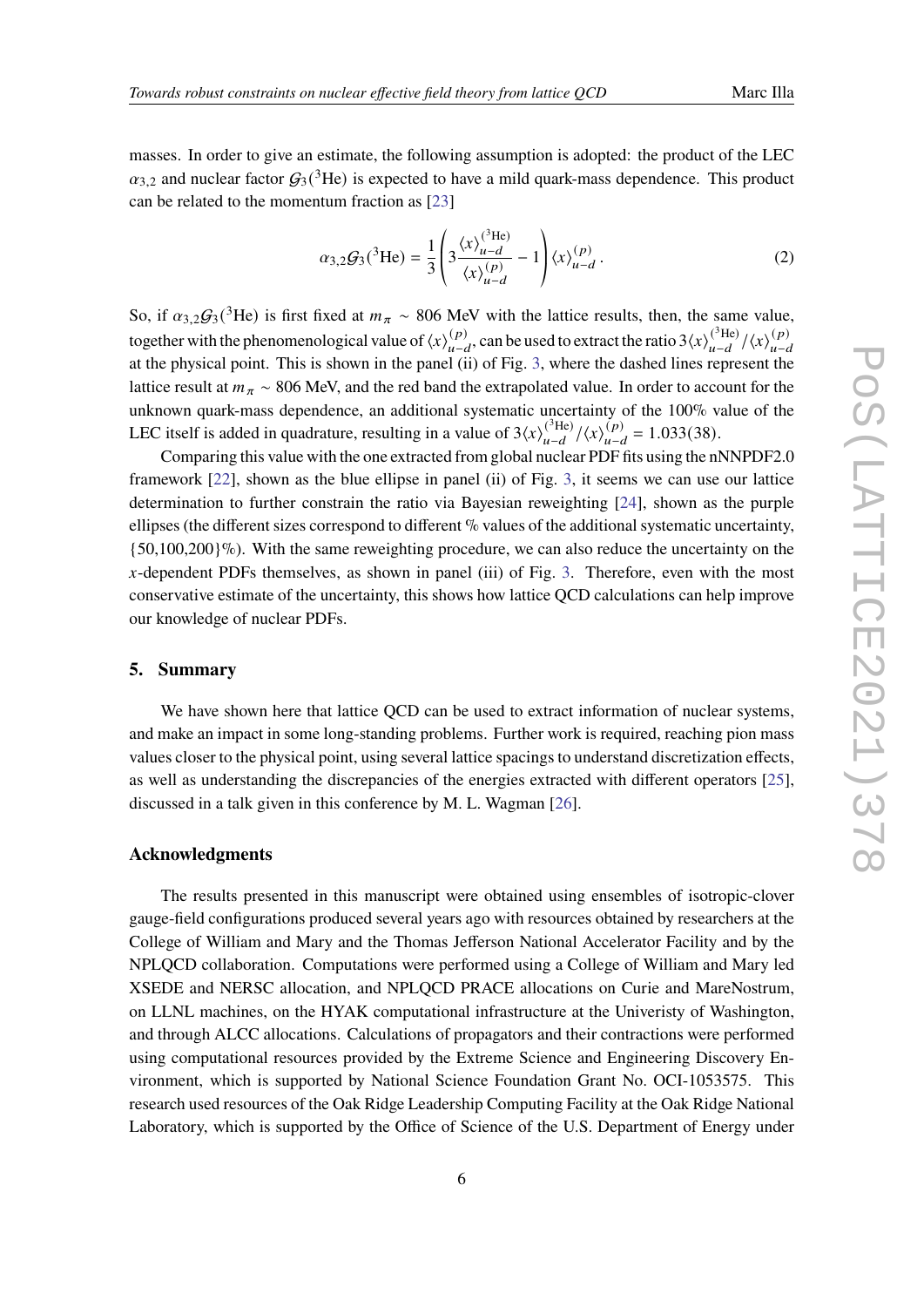masses. In order to give an estimate, the following assumption is adopted: the product of the LEC $\alpha_{3,2}$ and nuclear factor $\mathcal{G}_3(^3\text{He})$ is expected to have a mild quark-mass dependence. This product can be related to the momentum fraction as [23]

$$\alpha_{3,2}\mathcal{G}_3(^3\text{He}) = \frac{1}{3}\left(3\frac{\langle x\rangle_{u-d}^{(^3\text{He})}}{\langle x\rangle_{u-d}^{(p)}} - 1\right)\langle x\rangle_{u-d}^{(p)}. \tag{2}$$

So, if $\alpha_{3,2}\mathcal{G}_3(^3\text{He})$ is first fixed at $m_\pi \sim 806$ MeV with the lattice results, then, the same value, together with the phenomenological value of $\langle x\rangle_{u-d}^{(p)}$, can be used to extract the ratio $3\langle x\rangle_{u-d}^{(^3\text{He})}/\langle x\rangle_{u-d}^{(p)}$ at the physical point. This is shown in the panel (ii) of Fig. 3, where the dashed lines represent the lattice result at $m_\pi \sim 806$ MeV, and the red band the extrapolated value. In order to account for the unknown quark-mass dependence, an additional systematic uncertainty of the 100% value of the LEC itself is added in quadrature, resulting in a value of $3\langle x\rangle_{u-d}^{(^3\text{He})}/\langle x\rangle_{u-d}^{(p)} = 1.033(38)$.

Comparing this value with the one extracted from global nuclear PDF fits using the nNNPDF2.0 framework [22], shown as the blue ellipse in panel (ii) of Fig. 3, it seems we can use our lattice determination to further constrain the ratio via Bayesian reweighting [24], shown as the purple ellipses (the different sizes correspond to different % values of the additional systematic uncertainty, {50,100,200}%). With the same reweighting procedure, we can also reduce the uncertainty on the $x$-dependent PDFs themselves, as shown in panel (iii) of Fig. 3. Therefore, even with the most conservative estimate of the uncertainty, this shows how lattice QCD calculations can help improve our knowledge of nuclear PDFs.

## 5. Summary

We have shown here that lattice QCD can be used to extract information of nuclear systems, and make an impact in some long-standing problems. Further work is required, reaching pion mass values closer to the physical point, using several lattice spacings to understand discretization effects, as well as understanding the discrepancies of the energies extracted with different operators [25], discussed in a talk given in this conference by M. L. Wagman [26].

### Acknowledgments

The results presented in this manuscript were obtained using ensembles of isotropic-clover gauge-field configurations produced several years ago with resources obtained by researchers at the College of William and Mary and the Thomas Jefferson National Accelerator Facility and by the NPLQCD collaboration. Computations were performed using a College of William and Mary led XSEDE and NERSC allocation, and NPLQCD PRACE allocations on Curie and MareNostrum, on LLNL machines, on the HYAK computational infrastructure at the Univeristy of Washington, and through ALCC allocations. Calculations of propagators and their contractions were performed using computational resources provided by the Extreme Science and Engineering Discovery Environment, which is supported by National Science Foundation Grant No. OCI-1053575. This research used resources of the Oak Ridge Leadership Computing Facility at the Oak Ridge National Laboratory, which is supported by the Office of Science of the U.S. Department of Energy under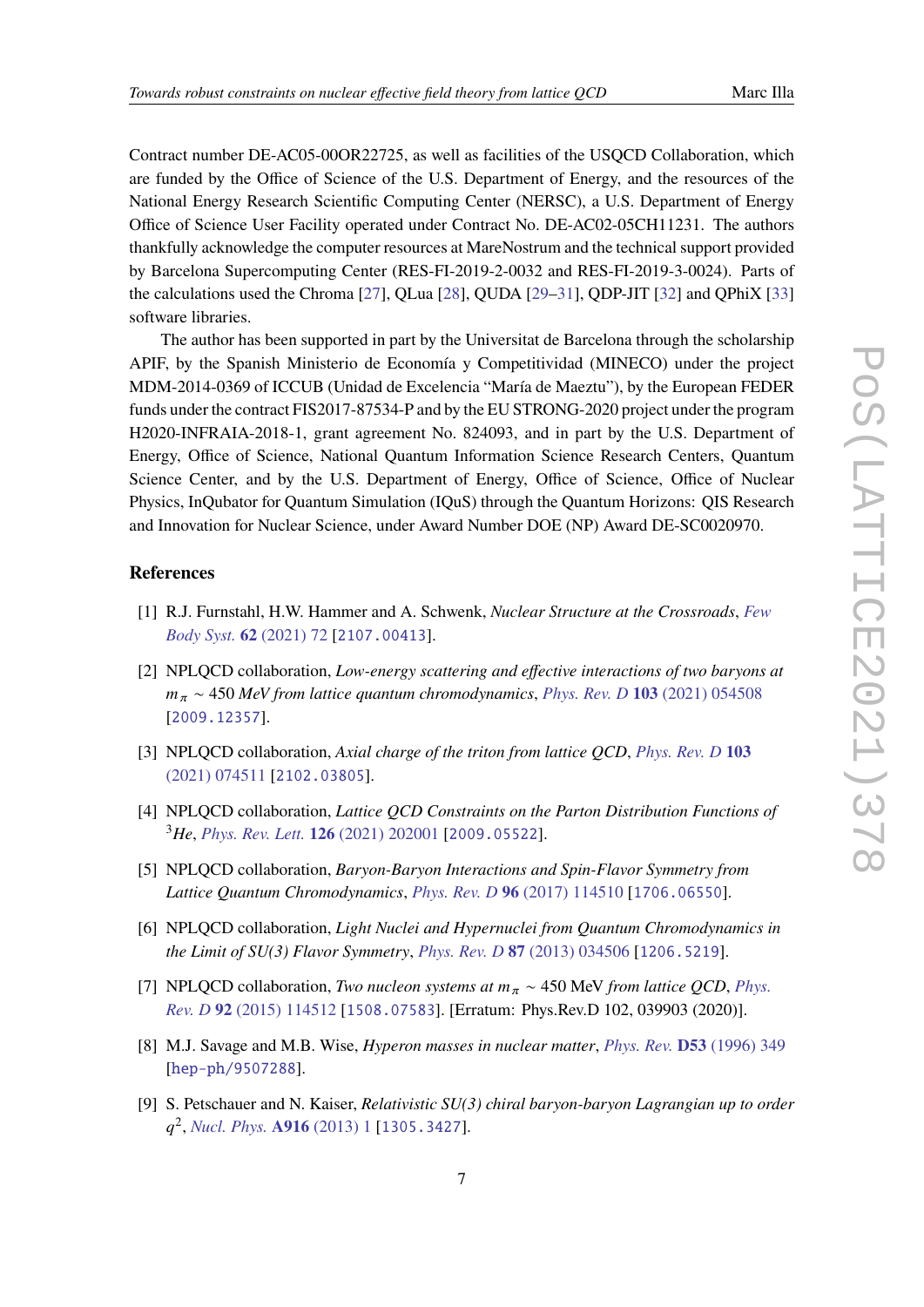Contract number DE-AC05-00OR22725, as well as facilities of the USQCD Collaboration, which are funded by the Office of Science of the U.S. Department of Energy, and the resources of the National Energy Research Scientific Computing Center (NERSC), a U.S. Department of Energy Office of Science User Facility operated under Contract No. DE-AC02-05CH11231. The authors thankfully acknowledge the computer resources at MareNostrum and the technical support provided by Barcelona Supercomputing Center (RES-FI-2019-2-0032 and RES-FI-2019-3-0024). Parts of the calculations used the Chroma [27], QLua [28], QUDA [29–31], QDP-JIT [32] and QPhiX [33] software libraries.

The author has been supported in part by the Universitat de Barcelona through the scholarship APIF, by the Spanish Ministerio de Economía y Competitividad (MINECO) under the project MDM-2014-0369 of ICCUB (Unidad de Excelencia "María de Maeztu"), by the European FEDER funds under the contract FIS2017-87534-P and by the EU STRONG-2020 project under the program H2020-INFRAIA-2018-1, grant agreement No. 824093, and in part by the U.S. Department of Energy, Office of Science, National Quantum Information Science Research Centers, Quantum Science Center, and by the U.S. Department of Energy, Office of Science, Office of Nuclear Physics, InQubator for Quantum Simulation (IQuS) through the Quantum Horizons: QIS Research and Innovation for Nuclear Science, under Award Number DOE (NP) Award DE-SC0020970.

## References

[1] R.J. Furnstahl, H.W. Hammer and A. Schwenk, *Nuclear Structure at the Crossroads*, Few Body Syst. **62** (2021) 72 [2107.00413].

[2] NPLQCD collaboration, *Low-energy scattering and effective interactions of two baryons at $m_\pi \sim 450$ MeV from lattice quantum chromodynamics*, Phys. Rev. D **103** (2021) 054508 [2009.12357].

[3] NPLQCD collaboration, *Axial charge of the triton from lattice QCD*, Phys. Rev. D **103** (2021) 074511 [2102.03805].

[4] NPLQCD collaboration, *Lattice QCD Constraints on the Parton Distribution Functions of $^3$He*, Phys. Rev. Lett. **126** (2021) 202001 [2009.05522].

[5] NPLQCD collaboration, *Baryon-Baryon Interactions and Spin-Flavor Symmetry from Lattice Quantum Chromodynamics*, Phys. Rev. D **96** (2017) 114510 [1706.06550].

[6] NPLQCD collaboration, *Light Nuclei and Hypernuclei from Quantum Chromodynamics in the Limit of SU(3) Flavor Symmetry*, Phys. Rev. D **87** (2013) 034506 [1206.5219].

[7] NPLQCD collaboration, *Two nucleon systems at $m_\pi \sim 450$ MeV from lattice QCD*, Phys. Rev. D **92** (2015) 114512 [1508.07583]. [Erratum: Phys.Rev.D 102, 039903 (2020)].

[8] M.J. Savage and M.B. Wise, *Hyperon masses in nuclear matter*, Phys. Rev. **D53** (1996) 349 [hep-ph/9507288].

[9] S. Petschauer and N. Kaiser, *Relativistic SU(3) chiral baryon-baryon Lagrangian up to order $q^2$*, Nucl. Phys. **A916** (2013) 1 [1305.3427].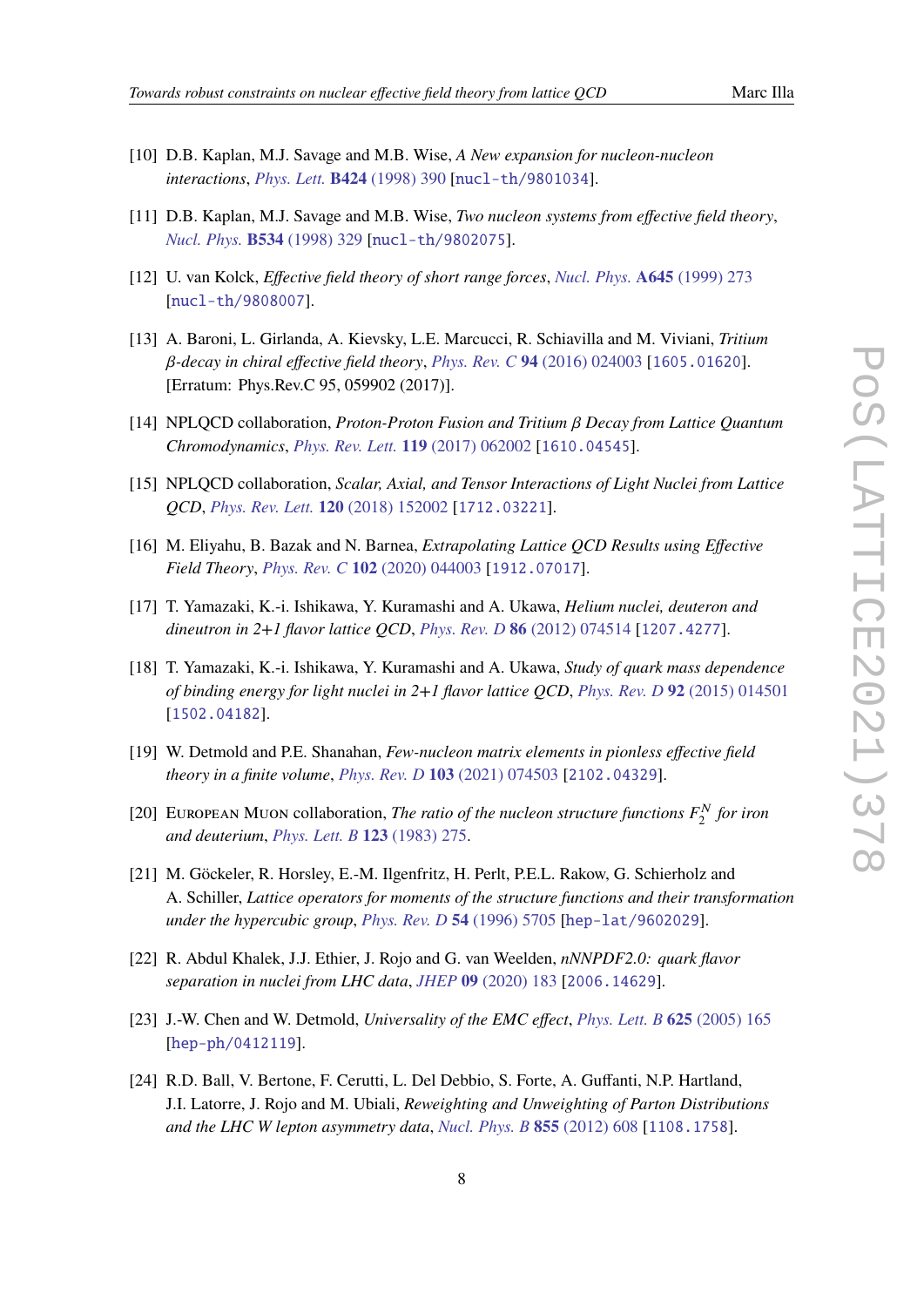[10] D.B. Kaplan, M.J. Savage and M.B. Wise, *A New expansion for nucleon-nucleon interactions*, *Phys. Lett.* **B424** (1998) 390 [nucl-th/9801034].

[11] D.B. Kaplan, M.J. Savage and M.B. Wise, *Two nucleon systems from effective field theory*, *Nucl. Phys.* **B534** (1998) 329 [nucl-th/9802075].

[12] U. van Kolck, *Effective field theory of short range forces*, *Nucl. Phys.* **A645** (1999) 273 [nucl-th/9808007].

[13] A. Baroni, L. Girlanda, A. Kievsky, L.E. Marcucci, R. Schiavilla and M. Viviani, *Tritium $\beta$-decay in chiral effective field theory*, *Phys. Rev. C* **94** (2016) 024003 [1605.01620]. [Erratum: Phys.Rev.C 95, 059902 (2017)].

[14] NPLQCD collaboration, *Proton-Proton Fusion and Tritium $\beta$ Decay from Lattice Quantum Chromodynamics*, *Phys. Rev. Lett.* **119** (2017) 062002 [1610.04545].

[15] NPLQCD collaboration, *Scalar, Axial, and Tensor Interactions of Light Nuclei from Lattice QCD*, *Phys. Rev. Lett.* **120** (2018) 152002 [1712.03221].

[16] M. Eliyahu, B. Bazak and N. Barnea, *Extrapolating Lattice QCD Results using Effective Field Theory*, *Phys. Rev. C* **102** (2020) 044003 [1912.07017].

[17] T. Yamazaki, K.-i. Ishikawa, Y. Kuramashi and A. Ukawa, *Helium nuclei, deuteron and dineutron in 2+1 flavor lattice QCD*, *Phys. Rev. D* **86** (2012) 074514 [1207.4277].

[18] T. Yamazaki, K.-i. Ishikawa, Y. Kuramashi and A. Ukawa, *Study of quark mass dependence of binding energy for light nuclei in 2+1 flavor lattice QCD*, *Phys. Rev. D* **92** (2015) 014501 [1502.04182].

[19] W. Detmold and P.E. Shanahan, *Few-nucleon matrix elements in pionless effective field theory in a finite volume*, *Phys. Rev. D* **103** (2021) 074503 [2102.04329].

[20] European Muon collaboration, *The ratio of the nucleon structure functions $F_2^N$ for iron and deuterium*, *Phys. Lett. B* **123** (1983) 275.

[21] M. Göckeler, R. Horsley, E.-M. Ilgenfritz, H. Perlt, P.E.L. Rakow, G. Schierholz and A. Schiller, *Lattice operators for moments of the structure functions and their transformation under the hypercubic group*, *Phys. Rev. D* **54** (1996) 5705 [hep-lat/9602029].

[22] R. Abdul Khalek, J.J. Ethier, J. Rojo and G. van Weelden, *nNNPDF2.0: quark flavor separation in nuclei from LHC data*, *JHEP* **09** (2020) 183 [2006.14629].

[23] J.-W. Chen and W. Detmold, *Universality of the EMC effect*, *Phys. Lett. B* **625** (2005) 165 [hep-ph/0412119].

[24] R.D. Ball, V. Bertone, F. Cerutti, L. Del Debbio, S. Forte, A. Guffanti, N.P. Hartland, J.I. Latorre, J. Rojo and M. Ubiali, *Reweighting and Unweighting of Parton Distributions and the LHC W lepton asymmetry data*, *Nucl. Phys. B* **855** (2012) 608 [1108.1758].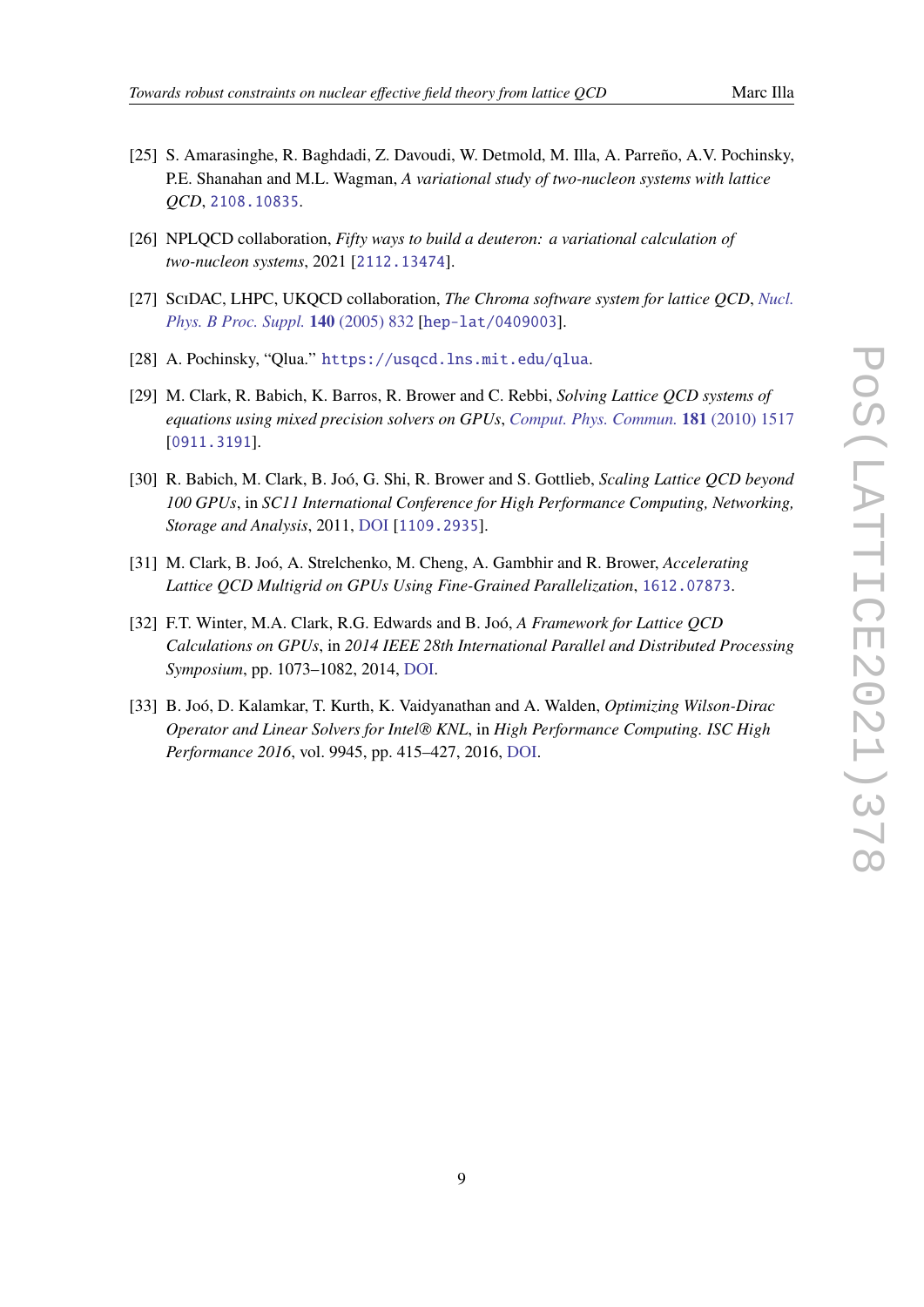[25] S. Amarasinghe, R. Baghdadi, Z. Davoudi, W. Detmold, M. Illa, A. Parreño, A.V. Pochinsky, P.E. Shanahan and M.L. Wagman, *A variational study of two-nucleon systems with lattice QCD*, 2108.10835.

[26] NPLQCD collaboration, *Fifty ways to build a deuteron: a variational calculation of two-nucleon systems*, 2021 [2112.13474].

[27] SciDAC, LHPC, UKQCD collaboration, *The Chroma software system for lattice QCD*, *Nucl. Phys. B Proc. Suppl.* **140** (2005) 832 [hep-lat/0409003].

[28] A. Pochinsky, "Qlua." https://usqcd.lns.mit.edu/qlua.

[29] M. Clark, R. Babich, K. Barros, R. Brower and C. Rebbi, *Solving Lattice QCD systems of equations using mixed precision solvers on GPUs*, *Comput. Phys. Commun.* **181** (2010) 1517 [0911.3191].

[30] R. Babich, M. Clark, B. Joó, G. Shi, R. Brower and S. Gottlieb, *Scaling Lattice QCD beyond 100 GPUs*, in *SC11 International Conference for High Performance Computing, Networking, Storage and Analysis*, 2011, DOI [1109.2935].

[31] M. Clark, B. Joó, A. Strelchenko, M. Cheng, A. Gambhir and R. Brower, *Accelerating Lattice QCD Multigrid on GPUs Using Fine-Grained Parallelization*, 1612.07873.

[32] F.T. Winter, M.A. Clark, R.G. Edwards and B. Joó, *A Framework for Lattice QCD Calculations on GPUs*, in *2014 IEEE 28th International Parallel and Distributed Processing Symposium*, pp. 1073–1082, 2014, DOI.

[33] B. Joó, D. Kalamkar, T. Kurth, K. Vaidyanathan and A. Walden, *Optimizing Wilson-Dirac Operator and Linear Solvers for Intel® KNL*, in *High Performance Computing. ISC High Performance 2016*, vol. 9945, pp. 415–427, 2016, DOI.